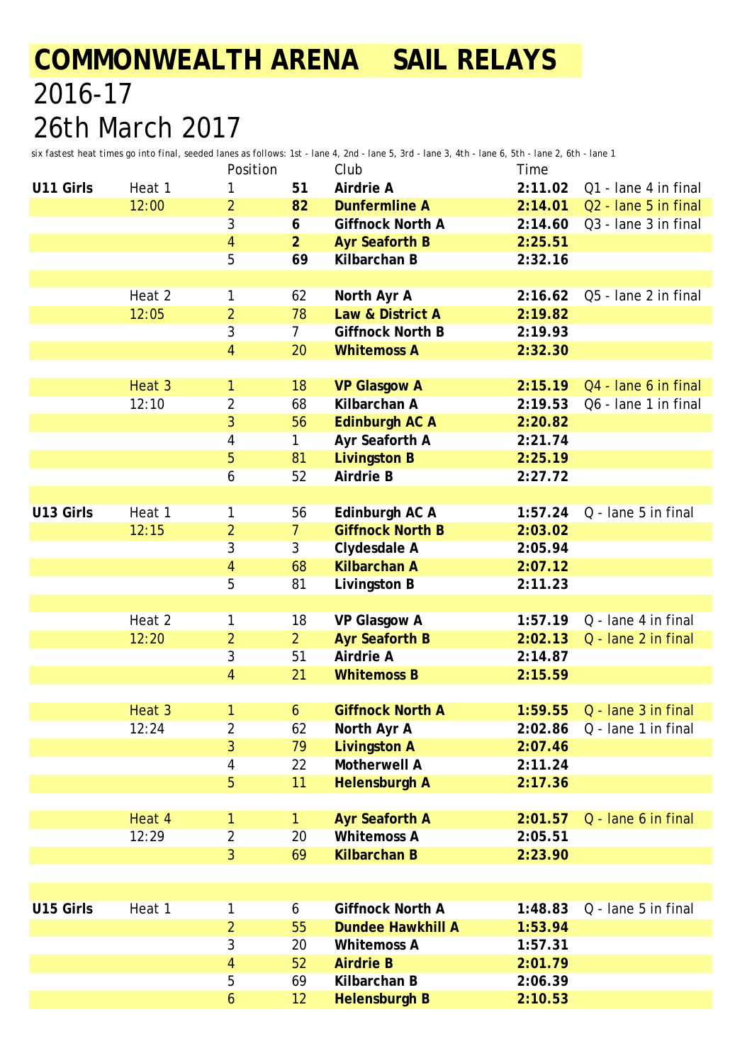# COMMONWEALTH ARENA SAIL RELAYS

## 2016-17

## 26th March 2017

six fastest heat times go into final, seeded lanes as follows: 1st - lane 4, 2nd - lane 5, 3rd - lane 3, 4th - lane 6, 5th - lane 2, 6th - lane 1

| | | Position | | Club | Time | |
|---|---|---|---|---|---|---|
| **U11 Girls** | Heat 1 | 1 | **51** | **Airdrie A** | **2:11.02** | Q1 - lane 4 in final |
| | 12:00 | 2 | **82** | **Dunfermline A** | **2:14.01** | Q2 - lane 5 in final |
| | | 3 | **6** | **Giffnock North A** | **2:14.60** | Q3 - lane 3 in final |
| | | 4 | **2** | **Ayr Seaforth B** | **2:25.51** | |
| | | 5 | **69** | **Kilbarchan B** | **2:32.16** | |
| | | | | | | |
| | Heat 2 | 1 | 62 | **North Ayr A** | **2:16.62** | Q5 - lane 2 in final |
| | 12:05 | 2 | 78 | **Law & District A** | **2:19.82** | |
| | | 3 | 7 | **Giffnock North B** | **2:19.93** | |
| | | 4 | 20 | **Whitemoss A** | **2:32.30** | |
| | | | | | | |
| | Heat 3 | 1 | 18 | **VP Glasgow A** | **2:15.19** | Q4 - lane 6 in final |
| | 12:10 | 2 | 68 | **Kilbarchan A** | **2:19.53** | Q6 - lane 1 in final |
| | | 3 | 56 | **Edinburgh AC A** | **2:20.82** | |
| | | 4 | 1 | **Ayr Seaforth A** | **2:21.74** | |
| | | 5 | 81 | **Livingston B** | **2:25.19** | |
| | | 6 | 52 | **Airdrie B** | **2:27.72** | |
| | | | | | | |
| **U13 Girls** | Heat 1 | 1 | 56 | **Edinburgh AC A** | **1:57.24** | Q - lane 5 in final |
| | 12:15 | 2 | 7 | **Giffnock North B** | **2:03.02** | |
| | | 3 | 3 | **Clydesdale A** | **2:05.94** | |
| | | 4 | 68 | **Kilbarchan A** | **2:07.12** | |
| | | 5 | 81 | **Livingston B** | **2:11.23** | |
| | | | | | | |
| | Heat 2 | 1 | 18 | **VP Glasgow A** | **1:57.19** | Q - lane 4 in final |
| | 12:20 | 2 | 2 | **Ayr Seaforth B** | **2:02.13** | Q - lane 2 in final |
| | | 3 | 51 | **Airdrie A** | **2:14.87** | |
| | | 4 | 21 | **Whitemoss B** | **2:15.59** | |
| | | | | | | |
| | Heat 3 | 1 | 6 | **Giffnock North A** | **1:59.55** | Q - lane 3 in final |
| | 12:24 | 2 | 62 | **North Ayr A** | **2:02.86** | Q - lane 1 in final |
| | | 3 | 79 | **Livingston A** | **2:07.46** | |
| | | 4 | 22 | **Motherwell A** | **2:11.24** | |
| | | 5 | 11 | **Helensburgh A** | **2:17.36** | |
| | | | | | | |
| | Heat 4 | 1 | 1 | **Ayr Seaforth A** | **2:01.57** | Q - lane 6 in final |
| | 12:29 | 2 | 20 | **Whitemoss A** | **2:05.51** | |
| | | 3 | 69 | **Kilbarchan B** | **2:23.90** | |
| | | | | | | |
| **U15 Girls** | Heat 1 | 1 | 6 | **Giffnock North A** | **1:48.83** | Q - lane 5 in final |
| | | 2 | 55 | **Dundee Hawkhill A** | **1:53.94** | |
| | | 3 | 20 | **Whitemoss A** | **1:57.31** | |
| | | 4 | 52 | **Airdrie B** | **2:01.79** | |
| | | 5 | 69 | **Kilbarchan B** | **2:06.39** | |
| | | 6 | 12 | **Helensburgh B** | **2:10.53** | |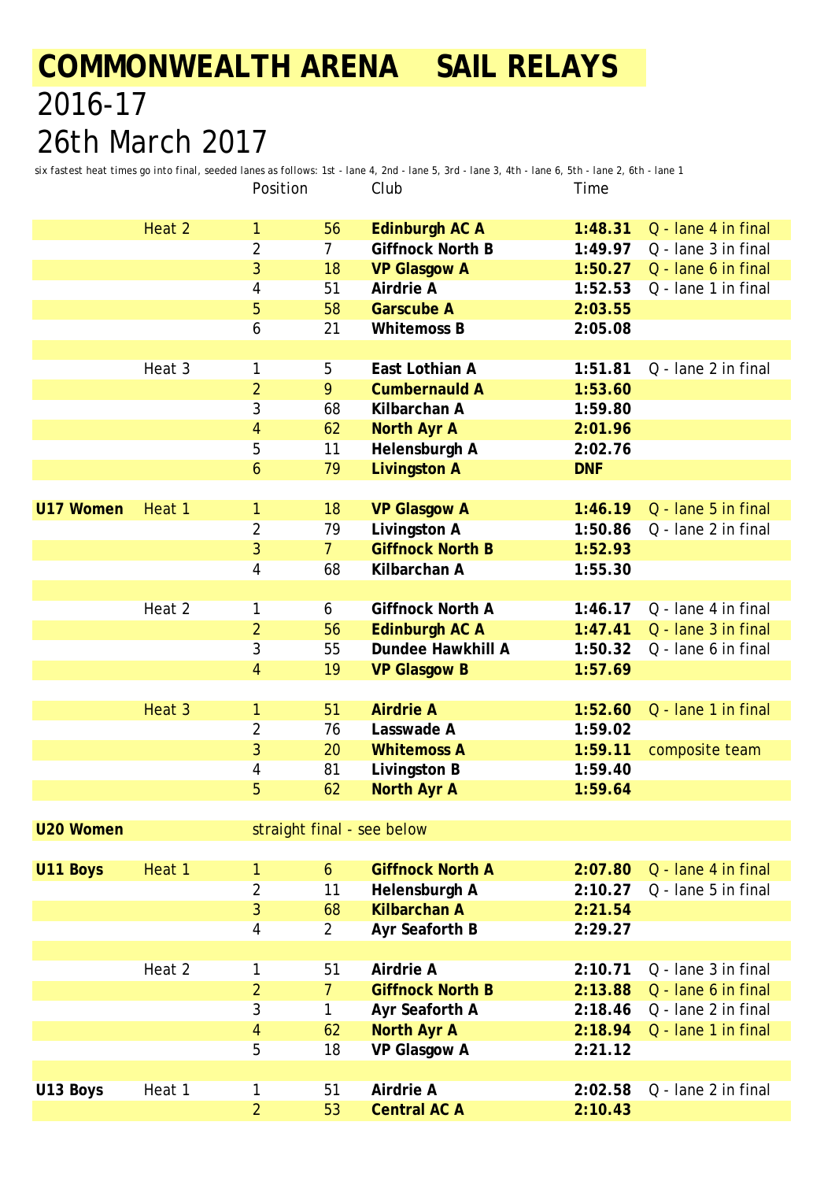# COMMONWEALTH ARENA SAIL RELAYS

## 2016-17

## 26th March 2017

six fastest heat times go into final, seeded lanes as follows: 1st - lane 4, 2nd - lane 5, 3rd - lane 3, 4th - lane 6, 5th - lane 2, 6th - lane 1

| | | Position | | Club | Time | |
|---|---|---|---|---|---|---|
| | Heat 2 | 1 | 56 | **Edinburgh AC A** | **1:48.31** | Q - lane 4 in final |
| | | 2 | 7 | **Giffnock North B** | **1:49.97** | Q - lane 3 in final |
| | | 3 | 18 | **VP Glasgow A** | **1:50.27** | Q - lane 6 in final |
| | | 4 | 51 | **Airdrie A** | **1:52.53** | Q - lane 1 in final |
| | | 5 | 58 | **Garscube A** | **2:03.55** | |
| | | 6 | 21 | **Whitemoss B** | **2:05.08** | |
| | | | | | | |
| | Heat 3 | 1 | 5 | **East Lothian A** | **1:51.81** | Q - lane 2 in final |
| | | 2 | 9 | **Cumbernauld A** | **1:53.60** | |
| | | 3 | 68 | **Kilbarchan A** | **1:59.80** | |
| | | 4 | 62 | **North Ayr A** | **2:01.96** | |
| | | 5 | 11 | **Helensburgh A** | **2:02.76** | |
| | | 6 | 79 | **Livingston A** | **DNF** | |
| | | | | | | |
| **U17 Women** | Heat 1 | 1 | 18 | **VP Glasgow A** | **1:46.19** | Q - lane 5 in final |
| | | 2 | 79 | **Livingston A** | **1:50.86** | Q - lane 2 in final |
| | | 3 | 7 | **Giffnock North B** | **1:52.93** | |
| | | 4 | 68 | **Kilbarchan A** | **1:55.30** | |
| | | | | | | |
| | Heat 2 | 1 | 6 | **Giffnock North A** | **1:46.17** | Q - lane 4 in final |
| | | 2 | 56 | **Edinburgh AC A** | **1:47.41** | Q - lane 3 in final |
| | | 3 | 55 | **Dundee Hawkhill A** | **1:50.32** | Q - lane 6 in final |
| | | 4 | 19 | **VP Glasgow B** | **1:57.69** | |
| | | | | | | |
| | Heat 3 | 1 | 51 | **Airdrie A** | **1:52.60** | Q - lane 1 in final |
| | | 2 | 76 | **Lasswade A** | **1:59.02** | |
| | | 3 | 20 | **Whitemoss A** | **1:59.11** | composite team |
| | | 4 | 81 | **Livingston B** | **1:59.40** | |
| | | 5 | 62 | **North Ayr A** | **1:59.64** | |
| | | | | | | |
| **U20 Women** | | straight final - see below | | | | |
| | | | | | | |
| **U11 Boys** | Heat 1 | 1 | 6 | **Giffnock North A** | **2:07.80** | Q - lane 4 in final |
| | | 2 | 11 | **Helensburgh A** | **2:10.27** | Q - lane 5 in final |
| | | 3 | 68 | **Kilbarchan A** | **2:21.54** | |
| | | 4 | 2 | **Ayr Seaforth B** | **2:29.27** | |
| | | | | | | |
| | Heat 2 | 1 | 51 | **Airdrie A** | **2:10.71** | Q - lane 3 in final |
| | | 2 | 7 | **Giffnock North B** | **2:13.88** | Q - lane 6 in final |
| | | 3 | 1 | **Ayr Seaforth A** | **2:18.46** | Q - lane 2 in final |
| | | 4 | 62 | **North Ayr A** | **2:18.94** | Q - lane 1 in final |
| | | 5 | 18 | **VP Glasgow A** | **2:21.12** | |
| | | | | | | |
| **U13 Boys** | Heat 1 | 1 | 51 | **Airdrie A** | **2:02.58** | Q - lane 2 in final |
| | | 2 | 53 | **Central AC A** | **2:10.43** | |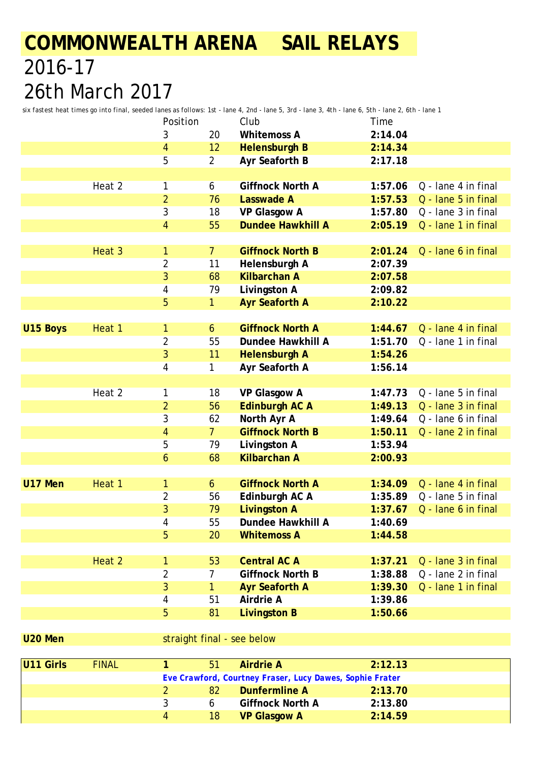# COMMONWEALTH ARENA SAIL RELAYS

# 2016-17

# 26th March 2017

six fastest heat times go into final, seeded lanes as follows: 1st - lane 4, 2nd - lane 5, 3rd - lane 3, 4th - lane 6, 5th - lane 2, 6th - lane 1

| | | Position | | Club | Time | |
|---|---|---|---|---|---|---|
| | | 3 | 20 | **Whitemoss A** | **2:14.04** | |
| | | 4 | 12 | **Helensburgh B** | **2:14.34** | |
| | | 5 | 2 | **Ayr Seaforth B** | **2:17.18** | |
| | | | | | | |
| | Heat 2 | 1 | 6 | **Giffnock North A** | **1:57.06** | Q - lane 4 in final |
| | | 2 | 76 | **Lasswade A** | **1:57.53** | Q - lane 5 in final |
| | | 3 | 18 | **VP Glasgow A** | **1:57.80** | Q - lane 3 in final |
| | | 4 | 55 | **Dundee Hawkhill A** | **2:05.19** | Q - lane 1 in final |
| | | | | | | |
| | Heat 3 | 1 | 7 | **Giffnock North B** | **2:01.24** | Q - lane 6 in final |
| | | 2 | 11 | **Helensburgh A** | **2:07.39** | |
| | | 3 | 68 | **Kilbarchan A** | **2:07.58** | |
| | | 4 | 79 | **Livingston A** | **2:09.82** | |
| | | 5 | 1 | **Ayr Seaforth A** | **2:10.22** | |
| | | | | | | |
| **U15 Boys** | Heat 1 | 1 | 6 | **Giffnock North A** | **1:44.67** | Q - lane 4 in final |
| | | 2 | 55 | **Dundee Hawkhill A** | **1:51.70** | Q - lane 1 in final |
| | | 3 | 11 | **Helensburgh A** | **1:54.26** | |
| | | 4 | 1 | **Ayr Seaforth A** | **1:56.14** | |
| | | | | | | |
| | Heat 2 | 1 | 18 | **VP Glasgow A** | **1:47.73** | Q - lane 5 in final |
| | | 2 | 56 | **Edinburgh AC A** | **1:49.13** | Q - lane 3 in final |
| | | 3 | 62 | **North Ayr A** | **1:49.64** | Q - lane 6 in final |
| | | 4 | 7 | **Giffnock North B** | **1:50.11** | Q - lane 2 in final |
| | | 5 | 79 | **Livingston A** | **1:53.94** | |
| | | 6 | 68 | **Kilbarchan A** | **2:00.93** | |
| | | | | | | |
| **U17 Men** | Heat 1 | 1 | 6 | **Giffnock North A** | **1:34.09** | Q - lane 4 in final |
| | | 2 | 56 | **Edinburgh AC A** | **1:35.89** | Q - lane 5 in final |
| | | 3 | 79 | **Livingston A** | **1:37.67** | Q - lane 6 in final |
| | | 4 | 55 | **Dundee Hawkhill A** | **1:40.69** | |
| | | 5 | 20 | **Whitemoss A** | **1:44.58** | |
| | | | | | | |
| | Heat 2 | 1 | 53 | **Central AC A** | **1:37.21** | Q - lane 3 in final |
| | | 2 | 7 | **Giffnock North B** | **1:38.88** | Q - lane 2 in final |
| | | 3 | 1 | **Ayr Seaforth A** | **1:39.30** | Q - lane 1 in final |
| | | 4 | 51 | **Airdrie A** | **1:39.86** | |
| | | 5 | 81 | **Livingston B** | **1:50.66** | |
| | | | | | | |
| **U20 Men** | | straight final - see below | | | | |
| | | | | | | |
| **U11 Girls** | FINAL | **1** | 51 | **Airdrie A** | **2:12.13** | |
| | | ***Eve Crawford, Courtney Fraser, Lucy Dawes, Sophie Frater*** | | | | |
| | | 2 | 82 | **Dunfermline A** | **2:13.70** | |
| | | 3 | 6 | **Giffnock North A** | **2:13.80** | |
| | | 4 | 18 | **VP Glasgow A** | **2:14.59** | |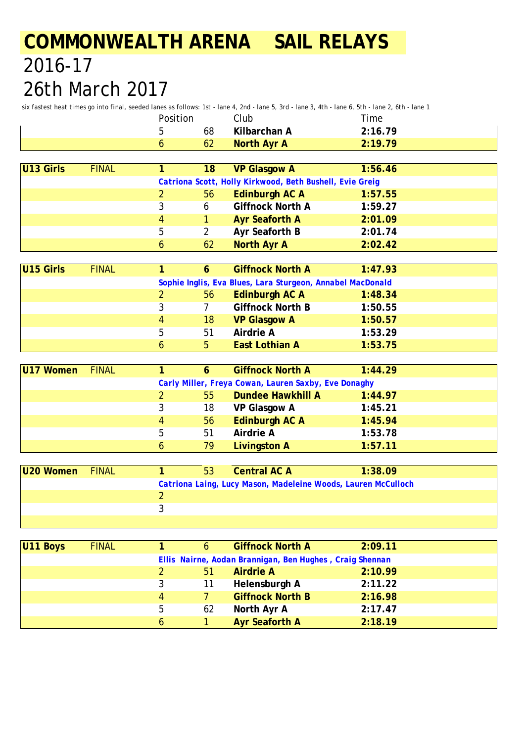# COMMONWEALTH ARENA SAIL RELAYS

## 2016-17

## 26th March 2017

six fastest heat times go into final, seeded lanes as follows: 1st - lane 4, 2nd - lane 5, 3rd - lane 3, 4th - lane 6, 5th - lane 2, 6th - lane 1

| | | Position | | Club | Time |
|---|---|---|---|---|---|
| | | 5 | 68 | **Kilbarchan A** | **2:16.79** |
| | | 6 | 62 | **North Ayr A** | **2:19.79** |

| | | | | | |
|---|---|---|---|---|---|
| **U13 Girls** | FINAL | **1** | **18** | **VP Glasgow A** | **1:56.46** |
| | | **Catriona Scott, Holly Kirkwood, Beth Bushell, Evie Greig** | | | |
| | | 2 | 56 | **Edinburgh AC A** | **1:57.55** |
| | | 3 | 6 | **Giffnock North A** | **1:59.27** |
| | | 4 | 1 | **Ayr Seaforth A** | **2:01.09** |
| | | 5 | 2 | **Ayr Seaforth B** | **2:01.74** |
| | | 6 | 62 | **North Ayr A** | **2:02.42** |

| | | | | | |
|---|---|---|---|---|---|
| **U15 Girls** | FINAL | **1** | **6** | **Giffnock North A** | **1:47.93** |
| | | **Sophie Inglis, Eva Blues, Lara Sturgeon, Annabel MacDonald** | | | |
| | | 2 | 56 | **Edinburgh AC A** | **1:48.34** |
| | | 3 | 7 | **Giffnock North B** | **1:50.55** |
| | | 4 | 18 | **VP Glasgow A** | **1:50.57** |
| | | 5 | 51 | **Airdrie A** | **1:53.29** |
| | | 6 | 5 | **East Lothian A** | **1:53.75** |

| | | | | | |
|---|---|---|---|---|---|
| **U17 Women** | FINAL | **1** | **6** | **Giffnock North A** | **1:44.29** |
| | | **Carly Miller, Freya Cowan, Lauren Saxby, Eve Donaghy** | | | |
| | | 2 | 55 | **Dundee Hawkhill A** | **1:44.97** |
| | | 3 | 18 | **VP Glasgow A** | **1:45.21** |
| | | 4 | 56 | **Edinburgh AC A** | **1:45.94** |
| | | 5 | 51 | **Airdrie A** | **1:53.78** |
| | | 6 | 79 | **Livingston A** | **1:57.11** |

| | | | | | |
|---|---|---|---|---|---|
| **U20 Women** | FINAL | **1** | 53 | **Central AC A** | **1:38.09** |
| | | **Catriona Laing, Lucy Mason, Madeleine Woods, Lauren McCulloch** | | | |
| | | 2 | | | |
| | | 3 | | | |

| | | | | | |
|---|---|---|---|---|---|
| **U11 Boys** | FINAL | **1** | 6 | **Giffnock North A** | **2:09.11** |
| | | **Ellis Nairne, Aodan Brannigan, Ben Hughes , Craig Shennan** | | | |
| | | 2 | 51 | **Airdrie A** | **2:10.99** |
| | | 3 | 11 | **Helensburgh A** | **2:11.22** |
| | | 4 | 7 | **Giffnock North B** | **2:16.98** |
| | | 5 | 62 | **North Ayr A** | **2:17.47** |
| | | 6 | 1 | **Ayr Seaforth A** | **2:18.19** |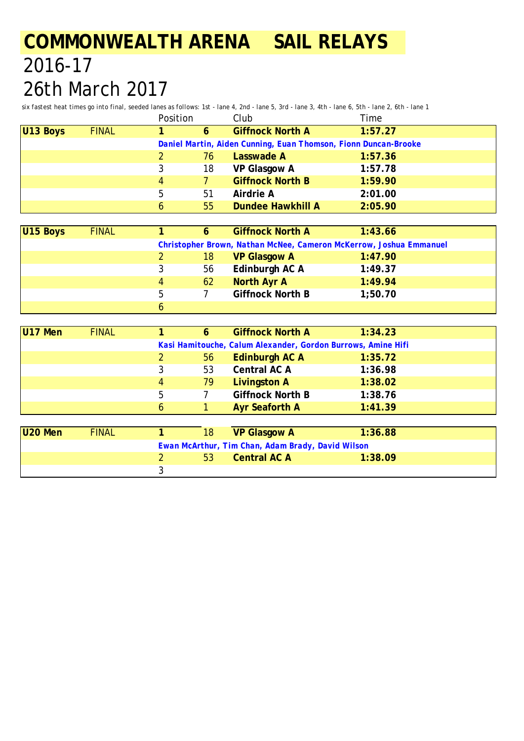# COMMONWEALTH ARENA SAIL RELAYS

## 2016-17

## 26th March 2017

six fastest heat times go into final, seeded lanes as follows: 1st - lane 4, 2nd - lane 5, 3rd - lane 3, 4th - lane 6, 5th - lane 2, 6th - lane 1

| | | Position | | Club | Time |
|---|---|---|---|---|---|
| **U13 Boys** | FINAL | **1** | **6** | **Giffnock North A** | **1:57.27** |
| | | **Daniel Martin, Aiden Cunning, Euan Thomson, Fionn Duncan-Brooke** | | | |
| | | 2 | 76 | **Lasswade A** | **1:57.36** |
| | | 3 | 18 | **VP Glasgow A** | **1:57.78** |
| | | 4 | 7 | **Giffnock North B** | **1:59.90** |
| | | 5 | 51 | **Airdrie A** | **2:01.00** |
| | | 6 | 55 | **Dundee Hawkhill A** | **2:05.90** |

| | | Position | | Club | Time |
|---|---|---|---|---|---|
| **U15 Boys** | FINAL | **1** | **6** | **Giffnock North A** | **1:43.66** |
| | | **Christopher Brown, Nathan McNee, Cameron McKerrow, Joshua Emmanuel** | | | |
| | | 2 | 18 | **VP Glasgow A** | **1:47.90** |
| | | 3 | 56 | **Edinburgh AC A** | **1:49.37** |
| | | 4 | 62 | **North Ayr A** | **1:49.94** |
| | | 5 | 7 | **Giffnock North B** | **1;50.70** |
| | | 6 | | | |

| | | Position | | Club | Time |
|---|---|---|---|---|---|
| **U17 Men** | FINAL | **1** | **6** | **Giffnock North A** | **1:34.23** |
| | | **Kasi Hamitouche, Calum Alexander, Gordon Burrows, Amine Hifi** | | | |
| | | 2 | 56 | **Edinburgh AC A** | **1:35.72** |
| | | 3 | 53 | **Central AC A** | **1:36.98** |
| | | 4 | 79 | **Livingston A** | **1:38.02** |
| | | 5 | 7 | **Giffnock North B** | **1:38.76** |
| | | 6 | 1 | **Ayr Seaforth A** | **1:41.39** |

| | | Position | | Club | Time |
|---|---|---|---|---|---|
| **U20 Men** | FINAL | **1** | 18 | **VP Glasgow A** | **1:36.88** |
| | | **Ewan McArthur, Tim Chan, Adam Brady, David Wilson** | | | |
| | | 2 | 53 | **Central AC A** | **1:38.09** |
| | | 3 | | | |